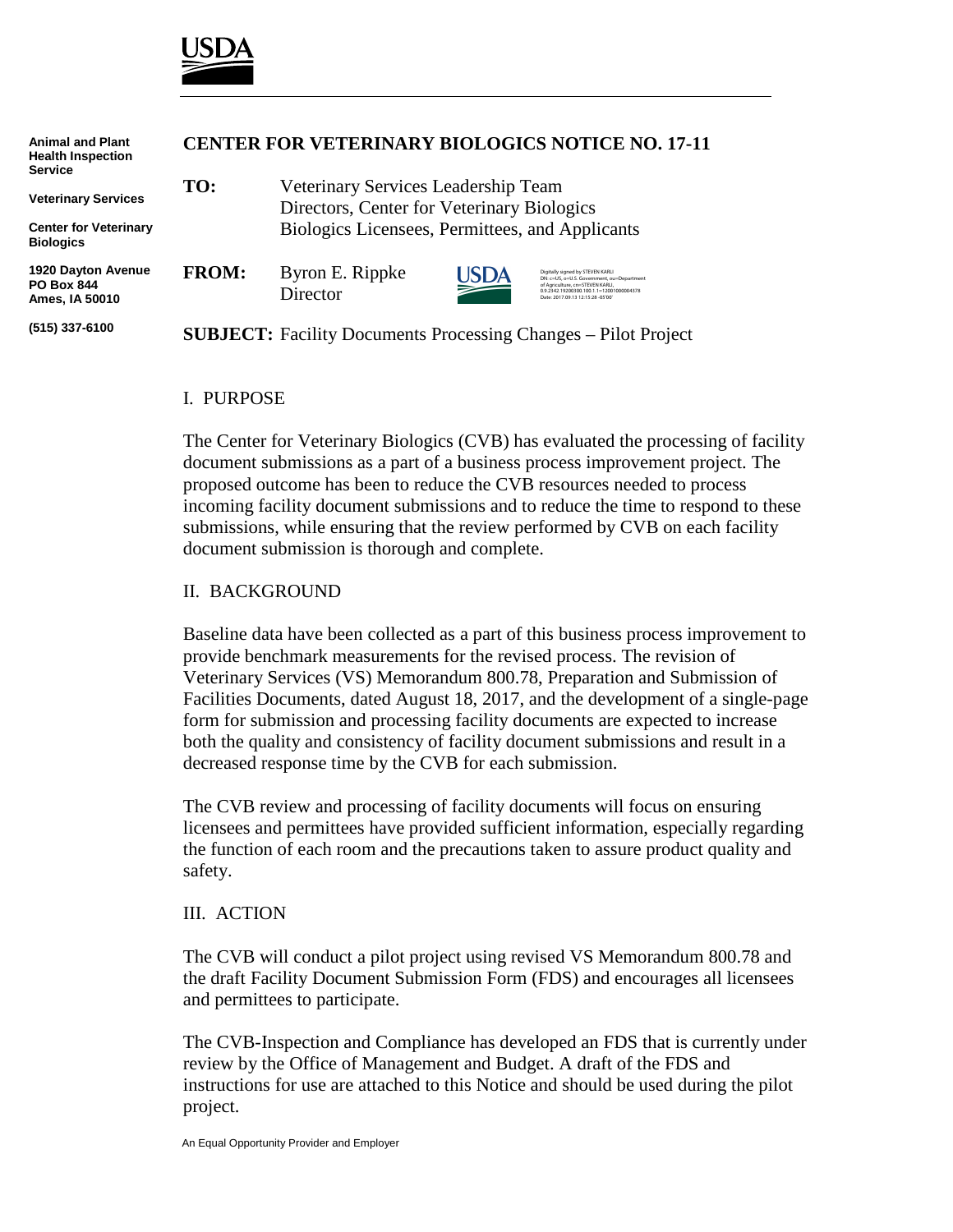USDA

Animal and Plant Health Inspection Service

Veterinary Services

Center for Veterinary Biologics

1920 Dayton Avenue
PO Box 844
Ames, IA 50010

(515) 337-6100

# CENTER FOR VETERINARY BIOLOGICS NOTICE NO. 17-11

**TO:** Veterinary Services Leadership Team
Directors, Center for Veterinary Biologics
Biologics Licensees, Permittees, and Applicants

**FROM:** Byron E. Rippke
Director

Digitally signed by STEVEN KARLI
DN: c=US, o=U.S. Government, ou=Department of Agriculture, cn=STEVEN KARLI, 0.9.2342.19200300.100.1.1=12001000004378
Date: 2017.09.13 12:15:28 -05'00'

**SUBJECT:** Facility Documents Processing Changes – Pilot Project

## I. PURPOSE

The Center for Veterinary Biologics (CVB) has evaluated the processing of facility document submissions as a part of a business process improvement project. The proposed outcome has been to reduce the CVB resources needed to process incoming facility document submissions and to reduce the time to respond to these submissions, while ensuring that the review performed by CVB on each facility document submission is thorough and complete.

## II. BACKGROUND

Baseline data have been collected as a part of this business process improvement to provide benchmark measurements for the revised process. The revision of Veterinary Services (VS) Memorandum 800.78, Preparation and Submission of Facilities Documents, dated August 18, 2017, and the development of a single-page form for submission and processing facility documents are expected to increase both the quality and consistency of facility document submissions and result in a decreased response time by the CVB for each submission.

The CVB review and processing of facility documents will focus on ensuring licensees and permittees have provided sufficient information, especially regarding the function of each room and the precautions taken to assure product quality and safety.

## III. ACTION

The CVB will conduct a pilot project using revised VS Memorandum 800.78 and the draft Facility Document Submission Form (FDS) and encourages all licensees and permittees to participate.

The CVB-Inspection and Compliance has developed an FDS that is currently under review by the Office of Management and Budget. A draft of the FDS and instructions for use are attached to this Notice and should be used during the pilot project.

An Equal Opportunity Provider and Employer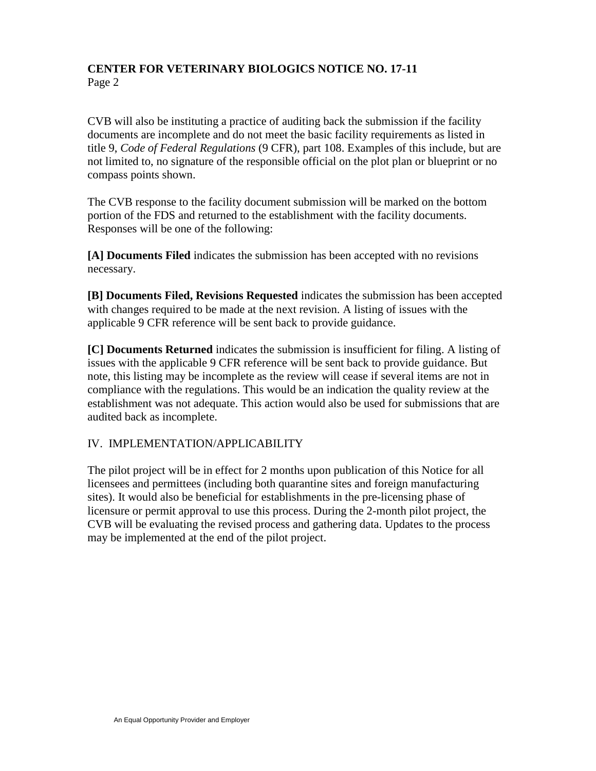CVB will also be instituting a practice of auditing back the submission if the facility documents are incomplete and do not meet the basic facility requirements as listed in title 9, *Code of Federal Regulations* (9 CFR), part 108. Examples of this include, but are not limited to, no signature of the responsible official on the plot plan or blueprint or no compass points shown.

The CVB response to the facility document submission will be marked on the bottom portion of the FDS and returned to the establishment with the facility documents. Responses will be one of the following:

**[A] Documents Filed** indicates the submission has been accepted with no revisions necessary.

**[B] Documents Filed, Revisions Requested** indicates the submission has been accepted with changes required to be made at the next revision. A listing of issues with the applicable 9 CFR reference will be sent back to provide guidance.

**[C] Documents Returned** indicates the submission is insufficient for filing. A listing of issues with the applicable 9 CFR reference will be sent back to provide guidance. But note, this listing may be incomplete as the review will cease if several items are not in compliance with the regulations. This would be an indication the quality review at the establishment was not adequate. This action would also be used for submissions that are audited back as incomplete.

## IV. IMPLEMENTATION/APPLICABILITY

The pilot project will be in effect for 2 months upon publication of this Notice for all licensees and permittees (including both quarantine sites and foreign manufacturing sites). It would also be beneficial for establishments in the pre-licensing phase of licensure or permit approval to use this process. During the 2-month pilot project, the CVB will be evaluating the revised process and gathering data. Updates to the process may be implemented at the end of the pilot project.